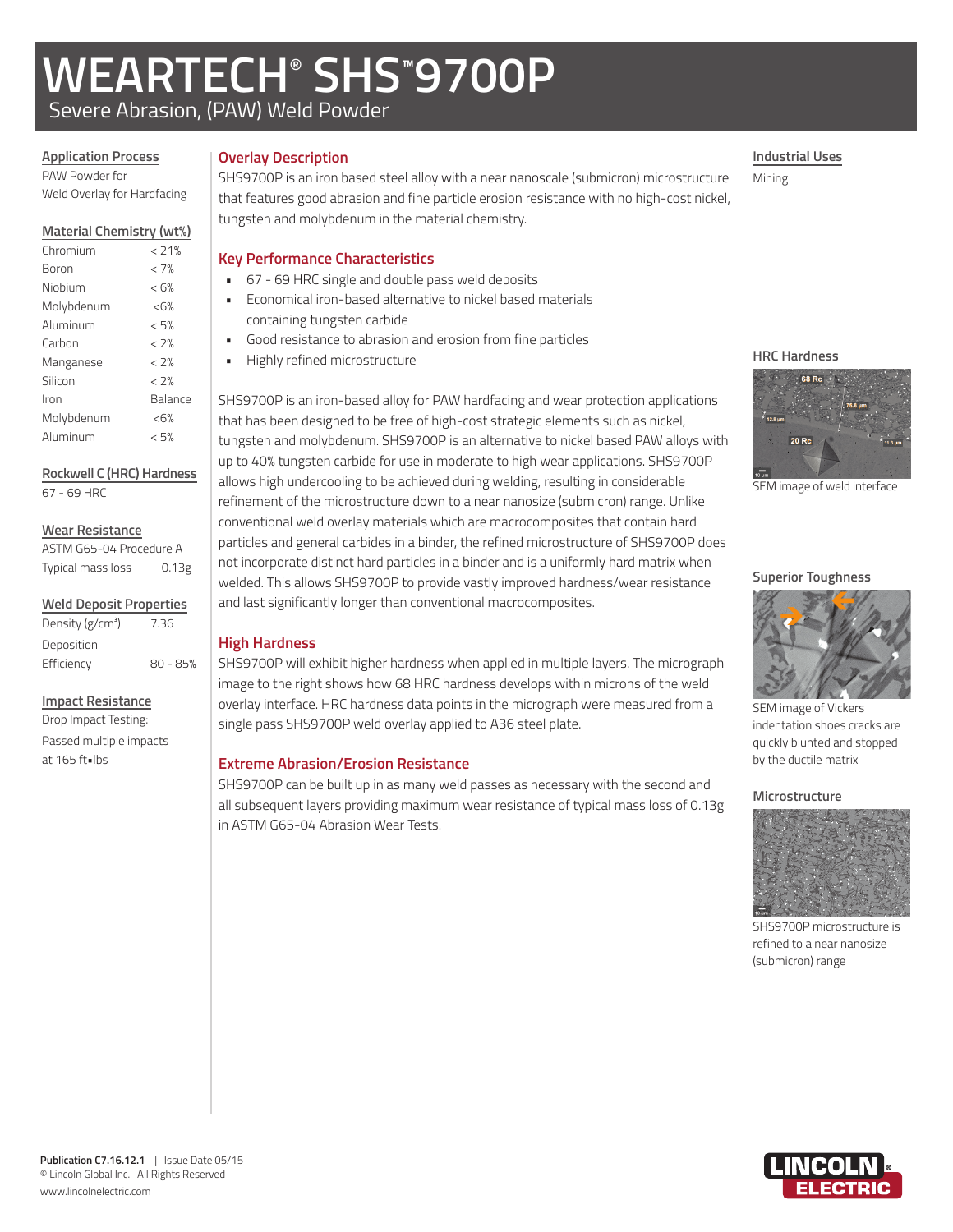# WEARTECH® SHS™9700P

Severe Abrasion, (PAW) Weld Powder

## Application Process

PAW Powder for Weld Overlay for Hardfacing

## Material Chemistry (wt%)

| Element | wt% |
|---|---|
| Chromium | < 21% |
| Boron | < 7% |
| Niobium | < 6% |
| Molybdenum | <6% |
| Aluminum | < 5% |
| Carbon | < 2% |
| Manganese | < 2% |
| Silicon | < 2% |
| Iron | Balance |
| Molybdenum | <6% |
| Aluminum | < 5% |

## Rockwell C (HRC) Hardness

67 - 69 HRC

## Wear Resistance

ASTM G65-04 Procedure A

Typical mass loss 0.13g

## Weld Deposit Properties

| Property | Value |
|---|---|
| Density (g/cm³) | 7.36 |
| Deposition Efficiency | 80 - 85% |

## Impact Resistance

Drop Impact Testing: Passed multiple impacts at 165 ft•lbs

## Overlay Description

SHS9700P is an iron based steel alloy with a near nanoscale (submicron) microstructure that features good abrasion and fine particle erosion resistance with no high-cost nickel, tungsten and molybdenum in the material chemistry.

## Key Performance Characteristics

- 67 - 69 HRC single and double pass weld deposits
- Economical iron-based alternative to nickel based materials containing tungsten carbide
- Good resistance to abrasion and erosion from fine particles
- Highly refined microstructure

SHS9700P is an iron-based alloy for PAW hardfacing and wear protection applications that has been designed to be free of high-cost strategic elements such as nickel, tungsten and molybdenum. SHS9700P is an alternative to nickel based PAW alloys with up to 40% tungsten carbide for use in moderate to high wear applications. SHS9700P allows high undercooling to be achieved during welding, resulting in considerable refinement of the microstructure down to a near nanosize (submicron) range. Unlike conventional weld overlay materials which are macrocomposites that contain hard particles and general carbides in a binder, the refined microstructure of SHS9700P does not incorporate distinct hard particles in a binder and is a uniformly hard matrix when welded. This allows SHS9700P to provide vastly improved hardness/wear resistance and last significantly longer than conventional macrocomposites.

## High Hardness

SHS9700P will exhibit higher hardness when applied in multiple layers. The micrograph image to the right shows how 68 HRC hardness develops within microns of the weld overlay interface. HRC hardness data points in the micrograph were measured from a single pass SHS9700P weld overlay applied to A36 steel plate.

## Extreme Abrasion/Erosion Resistance

SHS9700P can be built up in as many weld passes as necessary with the second and all subsequent layers providing maximum wear resistance of typical mass loss of 0.13g in ASTM G65-04 Abrasion Wear Tests.

## Industrial Uses

Mining

## HRC Hardness

SEM image of weld interface

## Superior Toughness

SEM image of Vickers indentation shoes cracks are quickly blunted and stopped by the ductile matrix

## Microstructure

SHS9700P microstructure is refined to a near nanosize (submicron) range

**Publication C7.16.12.1** | Issue Date 05/15

© Lincoln Global Inc. All Rights Reserved

www.lincolnelectric.com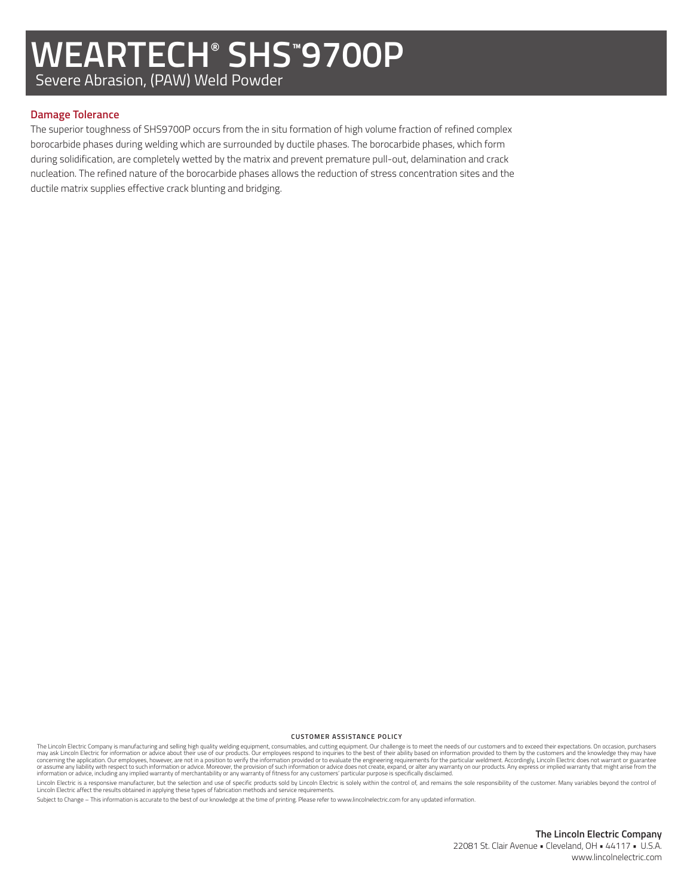# WEARTECH® SHS™9700P

Severe Abrasion, (PAW) Weld Powder

### Damage Tolerance

The superior toughness of SHS9700P occurs from the in situ formation of high volume fraction of refined complex borocarbide phases during welding which are surrounded by ductile phases. The borocarbide phases, which form during solidification, are completely wetted by the matrix and prevent premature pull-out, delamination and crack nucleation. The refined nature of the borocarbide phases allows the reduction of stress concentration sites and the ductile matrix supplies effective crack blunting and bridging.

**CUSTOMER ASSISTANCE POLICY**

The Lincoln Electric Company is manufacturing and selling high quality welding equipment, consumables, and cutting equipment. Our challenge is to meet the needs of our customers and to exceed their expectations. On occasion, purchasers may ask Lincoln Electric for information or advice about their use of our products. Our employees respond to inquiries to the best of their ability based on information provided to them by the customers and the knowledge they may have concerning the application. Our employees, however, are not in a position to verify the information provided or to evaluate the engineering requirements for the particular weldment. Accordingly, Lincoln Electric does not warrant or guarantee or assume any liability with respect to such information or advice. Moreover, the provision of such information or advice does not create, expand, or alter any warranty on our products. Any express or implied warranty that might arise from the information or advice, including any implied warranty of merchantability or any warranty of fitness for any customers' particular purpose is specifically disclaimed.

Lincoln Electric is a responsive manufacturer, but the selection and use of specific products sold by Lincoln Electric is solely within the control of, and remains the sole responsibility of the customer. Many variables beyond the control of Lincoln Electric affect the results obtained in applying these types of fabrication methods and service requirements.

Subject to Change – This information is accurate to the best of our knowledge at the time of printing. Please refer to www.lincolnelectric.com for any updated information.

**The Lincoln Electric Company**
22081 St. Clair Avenue • Cleveland, OH • 44117 • U.S.A.
www.lincolnelectric.com